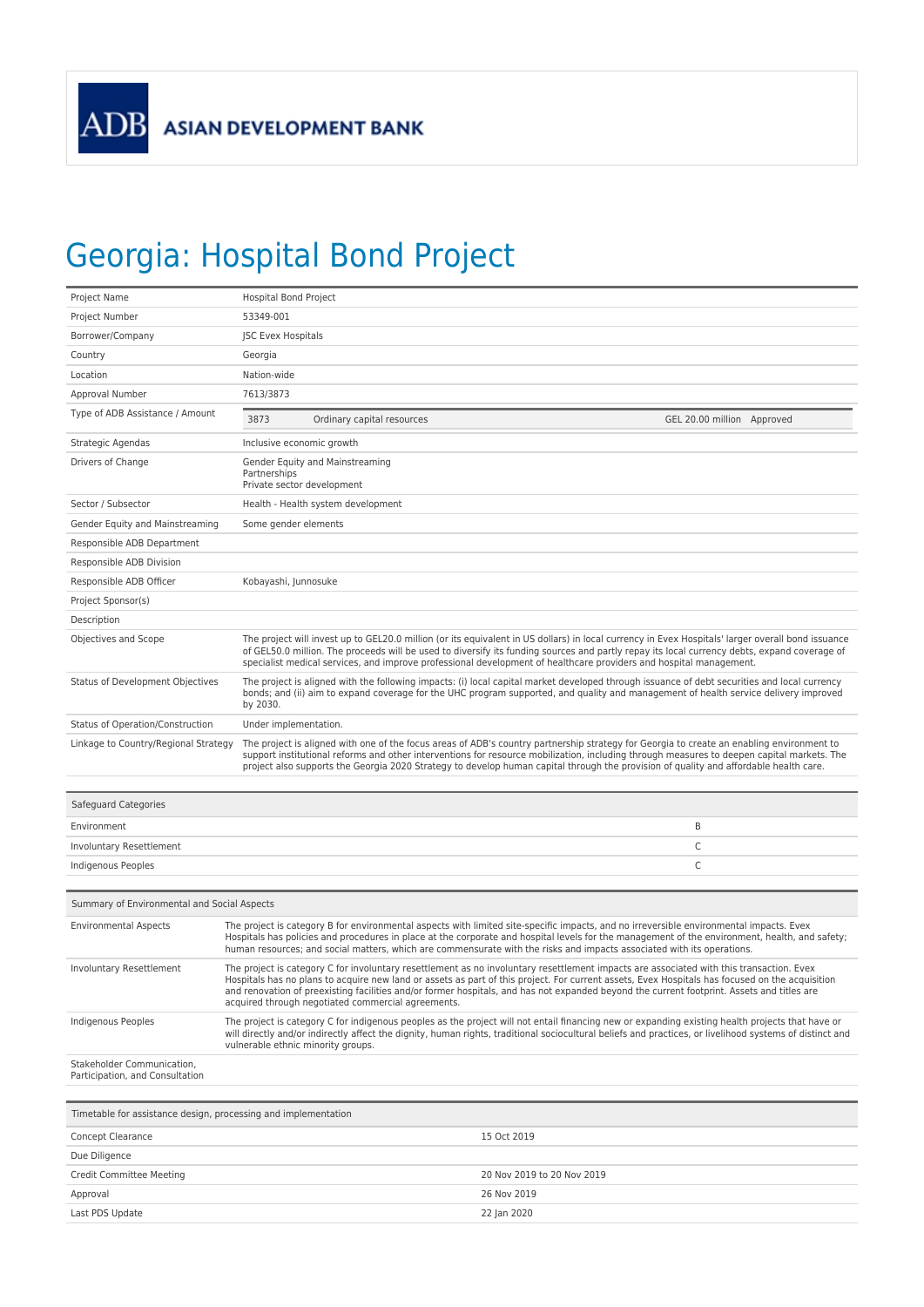ADB ASIAN DEVELOPMENT BANK

# Georgia: Hospital Bond Project

| | |
|---|---|
| Project Name | Hospital Bond Project |
| Project Number | 53349-001 |
| Borrower/Company | JSC Evex Hospitals |
| Country | Georgia |
| Location | Nation-wide |
| Approval Number | 7613/3873 |
| Type of ADB Assistance / Amount | 3873 Ordinary capital resources GEL 20.00 million Approved |
| Strategic Agendas | Inclusive economic growth |
| Drivers of Change | Gender Equity and Mainstreaming<br>Partnerships<br>Private sector development |
| Sector / Subsector | Health - Health system development |
| Gender Equity and Mainstreaming | Some gender elements |
| Responsible ADB Department | |
| Responsible ADB Division | |
| Responsible ADB Officer | Kobayashi, Junnosuke |
| Project Sponsor(s) | |
| Description | |
| Objectives and Scope | The project will invest up to GEL20.0 million (or its equivalent in US dollars) in local currency in Evex Hospitals' larger overall bond issuance of GEL50.0 million. The proceeds will be used to diversify its funding sources and partly repay its local currency debts, expand coverage of specialist medical services, and improve professional development of healthcare providers and hospital management. |
| Status of Development Objectives | The project is aligned with the following impacts: (i) local capital market developed through issuance of debt securities and local currency bonds; and (ii) aim to expand coverage for the UHC program supported, and quality and management of health service delivery improved by 2030. |
| Status of Operation/Construction | Under implementation. |
| Linkage to Country/Regional Strategy | The project is aligned with one of the focus areas of ADB's country partnership strategy for Georgia to create an enabling environment to support institutional reforms and other interventions for resource mobilization, including through measures to deepen capital markets. The project also supports the Georgia 2020 Strategy to develop human capital through the provision of quality and affordable health care. |

| Safeguard Categories | |
|---|---|
| Environment | B |
| Involuntary Resettlement | C |
| Indigenous Peoples | C |

| Summary of Environmental and Social Aspects | |
|---|---|
| Environmental Aspects | The project is category B for environmental aspects with limited site-specific impacts, and no irreversible environmental impacts. Evex Hospitals has policies and procedures in place at the corporate and hospital levels for the management of the environment, health, and safety; human resources; and social matters, which are commensurate with the risks and impacts associated with its operations. |
| Involuntary Resettlement | The project is category C for involuntary resettlement as no involuntary resettlement impacts are associated with this transaction. Evex Hospitals has no plans to acquire new land or assets as part of this project. For current assets, Evex Hospitals has focused on the acquisition and renovation of preexisting facilities and/or former hospitals, and has not expanded beyond the current footprint. Assets and titles are acquired through negotiated commercial agreements. |
| Indigenous Peoples | The project is category C for indigenous peoples as the project will not entail financing new or expanding existing health projects that have or will directly and/or indirectly affect the dignity, human rights, traditional sociocultural beliefs and practices, or livelihood systems of distinct and vulnerable ethnic minority groups. |
| Stakeholder Communication, Participation, and Consultation | |

| Timetable for assistance design, processing and implementation | |
|---|---|
| Concept Clearance | 15 Oct 2019 |
| Due Diligence | |
| Credit Committee Meeting | 20 Nov 2019 to 20 Nov 2019 |
| Approval | 26 Nov 2019 |
| Last PDS Update | 22 Jan 2020 |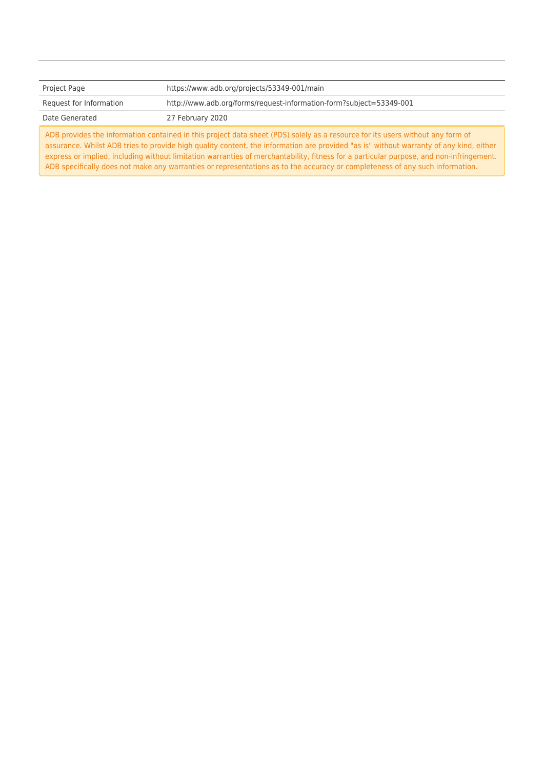| | |
|---|---|
| Project Page | https://www.adb.org/projects/53349-001/main |
| Request for Information | http://www.adb.org/forms/request-information-form?subject=53349-001 |
| Date Generated | 27 February 2020 |

ADB provides the information contained in this project data sheet (PDS) solely as a resource for its users without any form of assurance. Whilst ADB tries to provide high quality content, the information are provided "as is" without warranty of any kind, either express or implied, including without limitation warranties of merchantability, fitness for a particular purpose, and non-infringement. ADB specifically does not make any warranties or representations as to the accuracy or completeness of any such information.